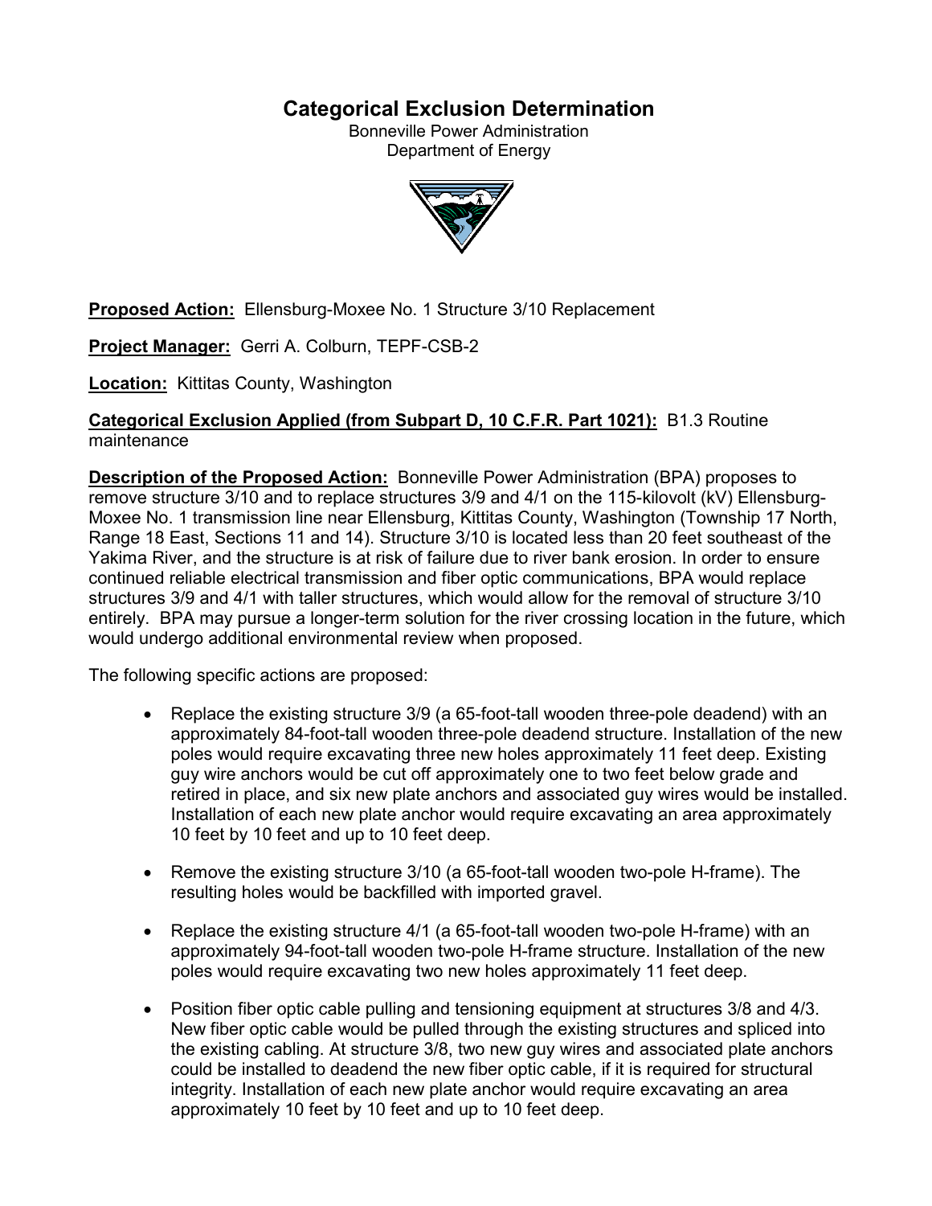# Categorical Exclusion Determination

Bonneville Power Administration
Department of Energy

**Proposed Action:** Ellensburg-Moxee No. 1 Structure 3/10 Replacement

**Project Manager:** Gerri A. Colburn, TEPF-CSB-2

**Location:** Kittitas County, Washington

**Categorical Exclusion Applied (from Subpart D, 10 C.F.R. Part 1021):** B1.3 Routine maintenance

**Description of the Proposed Action:** Bonneville Power Administration (BPA) proposes to remove structure 3/10 and to replace structures 3/9 and 4/1 on the 115-kilovolt (kV) Ellensburg-Moxee No. 1 transmission line near Ellensburg, Kittitas County, Washington (Township 17 North, Range 18 East, Sections 11 and 14). Structure 3/10 is located less than 20 feet southeast of the Yakima River, and the structure is at risk of failure due to river bank erosion. In order to ensure continued reliable electrical transmission and fiber optic communications, BPA would replace structures 3/9 and 4/1 with taller structures, which would allow for the removal of structure 3/10 entirely. BPA may pursue a longer-term solution for the river crossing location in the future, which would undergo additional environmental review when proposed.

The following specific actions are proposed:

- Replace the existing structure 3/9 (a 65-foot-tall wooden three-pole deadend) with an approximately 84-foot-tall wooden three-pole deadend structure. Installation of the new poles would require excavating three new holes approximately 11 feet deep. Existing guy wire anchors would be cut off approximately one to two feet below grade and retired in place, and six new plate anchors and associated guy wires would be installed. Installation of each new plate anchor would require excavating an area approximately 10 feet by 10 feet and up to 10 feet deep.
- Remove the existing structure 3/10 (a 65-foot-tall wooden two-pole H-frame). The resulting holes would be backfilled with imported gravel.
- Replace the existing structure 4/1 (a 65-foot-tall wooden two-pole H-frame) with an approximately 94-foot-tall wooden two-pole H-frame structure. Installation of the new poles would require excavating two new holes approximately 11 feet deep.
- Position fiber optic cable pulling and tensioning equipment at structures 3/8 and 4/3. New fiber optic cable would be pulled through the existing structures and spliced into the existing cabling. At structure 3/8, two new guy wires and associated plate anchors could be installed to deadend the new fiber optic cable, if it is required for structural integrity. Installation of each new plate anchor would require excavating an area approximately 10 feet by 10 feet and up to 10 feet deep.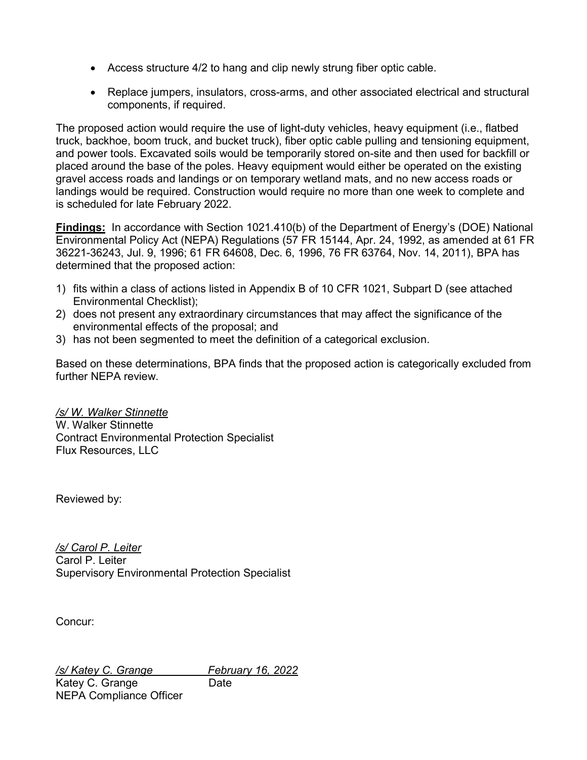- Access structure 4/2 to hang and clip newly strung fiber optic cable.
- Replace jumpers, insulators, cross-arms, and other associated electrical and structural components, if required.

The proposed action would require the use of light-duty vehicles, heavy equipment (i.e., flatbed truck, backhoe, boom truck, and bucket truck), fiber optic cable pulling and tensioning equipment, and power tools. Excavated soils would be temporarily stored on-site and then used for backfill or placed around the base of the poles. Heavy equipment would either be operated on the existing gravel access roads and landings or on temporary wetland mats, and no new access roads or landings would be required. Construction would require no more than one week to complete and is scheduled for late February 2022.

**Findings:** In accordance with Section 1021.410(b) of the Department of Energy's (DOE) National Environmental Policy Act (NEPA) Regulations (57 FR 15144, Apr. 24, 1992, as amended at 61 FR 36221-36243, Jul. 9, 1996; 61 FR 64608, Dec. 6, 1996, 76 FR 63764, Nov. 14, 2011), BPA has determined that the proposed action:

1) fits within a class of actions listed in Appendix B of 10 CFR 1021, Subpart D (see attached Environmental Checklist);
2) does not present any extraordinary circumstances that may affect the significance of the environmental effects of the proposal; and
3) has not been segmented to meet the definition of a categorical exclusion.

Based on these determinations, BPA finds that the proposed action is categorically excluded from further NEPA review.

*/s/ W. Walker Stinnette*
W. Walker Stinnette
Contract Environmental Protection Specialist
Flux Resources, LLC

Reviewed by:

*/s/ Carol P. Leiter*
Carol P. Leiter
Supervisory Environmental Protection Specialist

Concur:

*/s/ Katey C. Grange* *February 16, 2022*
Katey C. Grange Date
NEPA Compliance Officer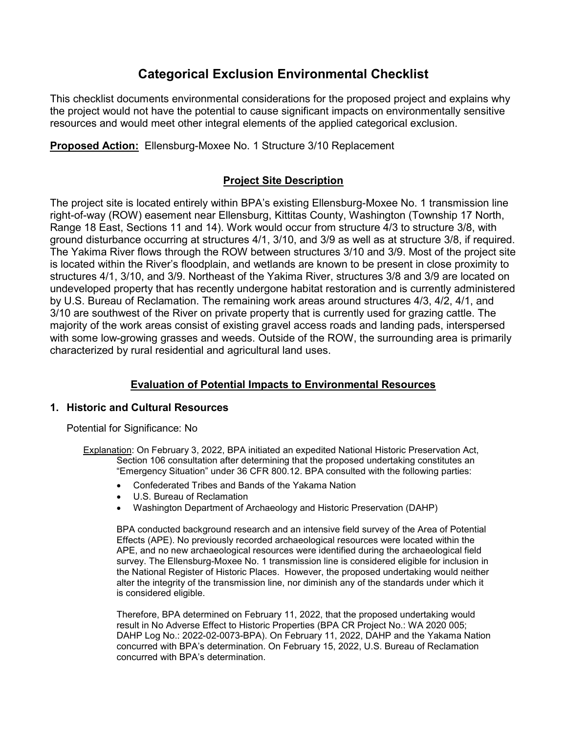# Categorical Exclusion Environmental Checklist

This checklist documents environmental considerations for the proposed project and explains why the project would not have the potential to cause significant impacts on environmentally sensitive resources and would meet other integral elements of the applied categorical exclusion.

**Proposed Action:** Ellensburg-Moxee No. 1 Structure 3/10 Replacement

## Project Site Description

The project site is located entirely within BPA's existing Ellensburg-Moxee No. 1 transmission line right-of-way (ROW) easement near Ellensburg, Kittitas County, Washington (Township 17 North, Range 18 East, Sections 11 and 14). Work would occur from structure 4/3 to structure 3/8, with ground disturbance occurring at structures 4/1, 3/10, and 3/9 as well as at structure 3/8, if required. The Yakima River flows through the ROW between structures 3/10 and 3/9. Most of the project site is located within the River's floodplain, and wetlands are known to be present in close proximity to structures 4/1, 3/10, and 3/9. Northeast of the Yakima River, structures 3/8 and 3/9 are located on undeveloped property that has recently undergone habitat restoration and is currently administered by U.S. Bureau of Reclamation. The remaining work areas around structures 4/3, 4/2, 4/1, and 3/10 are southwest of the River on private property that is currently used for grazing cattle. The majority of the work areas consist of existing gravel access roads and landing pads, interspersed with some low-growing grasses and weeds. Outside of the ROW, the surrounding area is primarily characterized by rural residential and agricultural land uses.

## Evaluation of Potential Impacts to Environmental Resources

### 1. Historic and Cultural Resources

Potential for Significance: No

Explanation: On February 3, 2022, BPA initiated an expedited National Historic Preservation Act, Section 106 consultation after determining that the proposed undertaking constitutes an "Emergency Situation" under 36 CFR 800.12. BPA consulted with the following parties:

- Confederated Tribes and Bands of the Yakama Nation
- U.S. Bureau of Reclamation
- Washington Department of Archaeology and Historic Preservation (DAHP)

BPA conducted background research and an intensive field survey of the Area of Potential Effects (APE). No previously recorded archaeological resources were located within the APE, and no new archaeological resources were identified during the archaeological field survey. The Ellensburg-Moxee No. 1 transmission line is considered eligible for inclusion in the National Register of Historic Places. However, the proposed undertaking would neither alter the integrity of the transmission line, nor diminish any of the standards under which it is considered eligible.

Therefore, BPA determined on February 11, 2022, that the proposed undertaking would result in No Adverse Effect to Historic Properties (BPA CR Project No.: WA 2020 005; DAHP Log No.: 2022-02-0073-BPA). On February 11, 2022, DAHP and the Yakama Nation concurred with BPA's determination. On February 15, 2022, U.S. Bureau of Reclamation concurred with BPA's determination.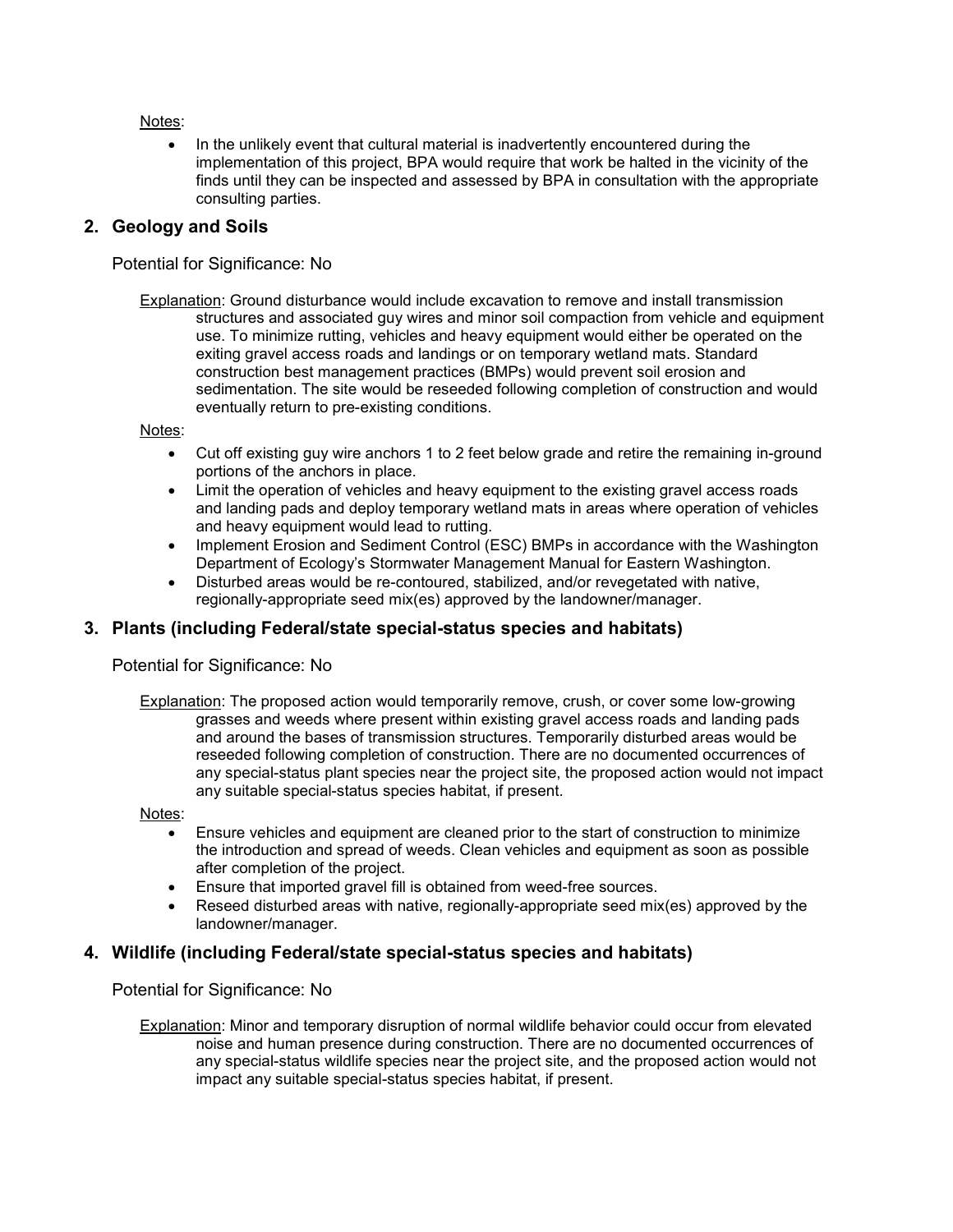Notes:

- In the unlikely event that cultural material is inadvertently encountered during the implementation of this project, BPA would require that work be halted in the vicinity of the finds until they can be inspected and assessed by BPA in consultation with the appropriate consulting parties.

## 2. Geology and Soils

Potential for Significance: No

Explanation: Ground disturbance would include excavation to remove and install transmission structures and associated guy wires and minor soil compaction from vehicle and equipment use. To minimize rutting, vehicles and heavy equipment would either be operated on the exiting gravel access roads and landings or on temporary wetland mats. Standard construction best management practices (BMPs) would prevent soil erosion and sedimentation. The site would be reseeded following completion of construction and would eventually return to pre-existing conditions.

Notes:

- Cut off existing guy wire anchors 1 to 2 feet below grade and retire the remaining in-ground portions of the anchors in place.
- Limit the operation of vehicles and heavy equipment to the existing gravel access roads and landing pads and deploy temporary wetland mats in areas where operation of vehicles and heavy equipment would lead to rutting.
- Implement Erosion and Sediment Control (ESC) BMPs in accordance with the Washington Department of Ecology's Stormwater Management Manual for Eastern Washington.
- Disturbed areas would be re-contoured, stabilized, and/or revegetated with native, regionally-appropriate seed mix(es) approved by the landowner/manager.

## 3. Plants (including Federal/state special-status species and habitats)

Potential for Significance: No

Explanation: The proposed action would temporarily remove, crush, or cover some low-growing grasses and weeds where present within existing gravel access roads and landing pads and around the bases of transmission structures. Temporarily disturbed areas would be reseeded following completion of construction. There are no documented occurrences of any special-status plant species near the project site, the proposed action would not impact any suitable special-status species habitat, if present.

Notes:

- Ensure vehicles and equipment are cleaned prior to the start of construction to minimize the introduction and spread of weeds. Clean vehicles and equipment as soon as possible after completion of the project.
- Ensure that imported gravel fill is obtained from weed-free sources.
- Reseed disturbed areas with native, regionally-appropriate seed mix(es) approved by the landowner/manager.

## 4. Wildlife (including Federal/state special-status species and habitats)

Potential for Significance: No

Explanation: Minor and temporary disruption of normal wildlife behavior could occur from elevated noise and human presence during construction. There are no documented occurrences of any special-status wildlife species near the project site, and the proposed action would not impact any suitable special-status species habitat, if present.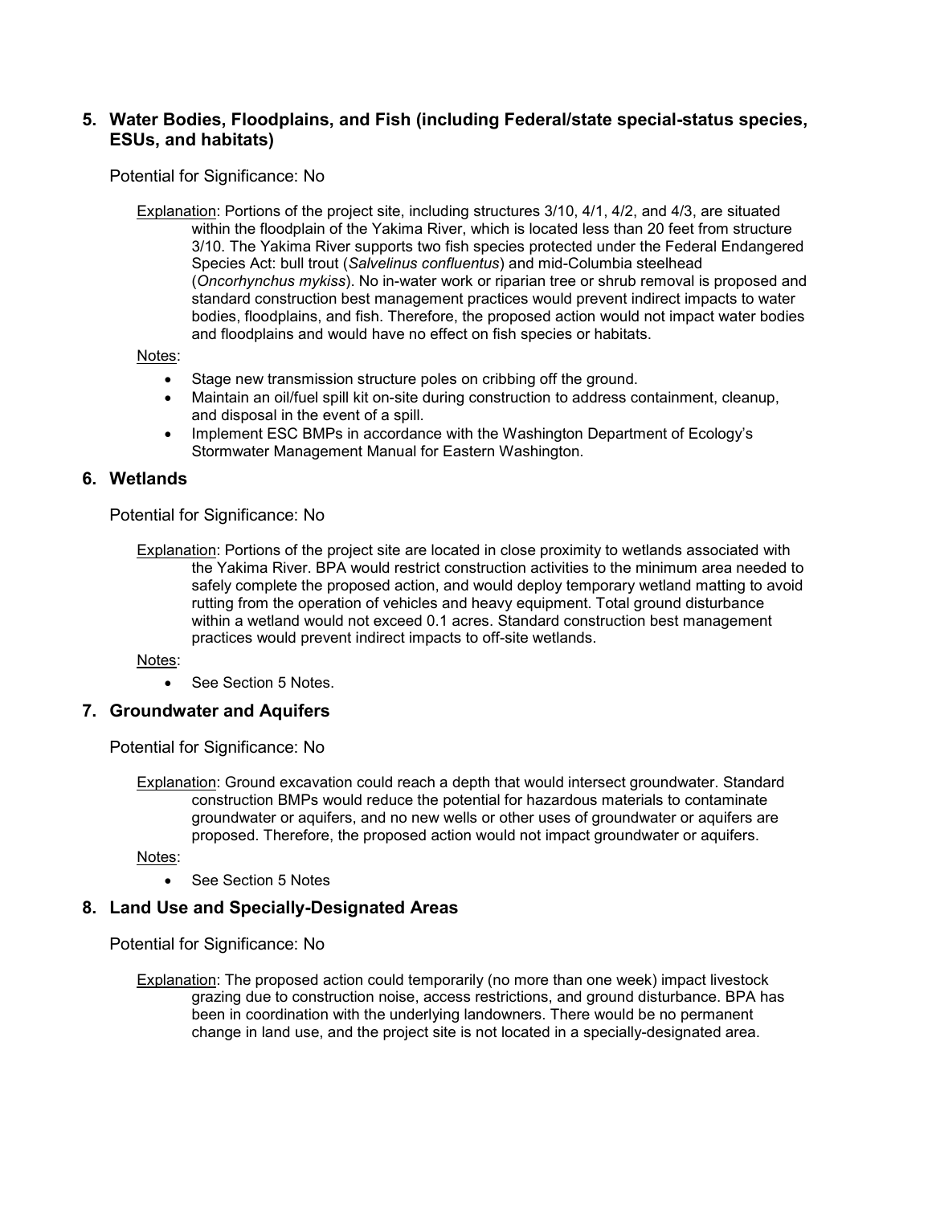## 5. Water Bodies, Floodplains, and Fish (including Federal/state special-status species, ESUs, and habitats)

Potential for Significance: No

Explanation: Portions of the project site, including structures 3/10, 4/1, 4/2, and 4/3, are situated within the floodplain of the Yakima River, which is located less than 20 feet from structure 3/10. The Yakima River supports two fish species protected under the Federal Endangered Species Act: bull trout (*Salvelinus confluentus*) and mid-Columbia steelhead (*Oncorhynchus mykiss*). No in-water work or riparian tree or shrub removal is proposed and standard construction best management practices would prevent indirect impacts to water bodies, floodplains, and fish. Therefore, the proposed action would not impact water bodies and floodplains and would have no effect on fish species or habitats.

Notes:

- Stage new transmission structure poles on cribbing off the ground.
- Maintain an oil/fuel spill kit on-site during construction to address containment, cleanup, and disposal in the event of a spill.
- Implement ESC BMPs in accordance with the Washington Department of Ecology's Stormwater Management Manual for Eastern Washington.

## 6. Wetlands

Potential for Significance: No

Explanation: Portions of the project site are located in close proximity to wetlands associated with the Yakima River. BPA would restrict construction activities to the minimum area needed to safely complete the proposed action, and would deploy temporary wetland matting to avoid rutting from the operation of vehicles and heavy equipment. Total ground disturbance within a wetland would not exceed 0.1 acres. Standard construction best management practices would prevent indirect impacts to off-site wetlands.

Notes:

- See Section 5 Notes.

## 7. Groundwater and Aquifers

Potential for Significance: No

Explanation: Ground excavation could reach a depth that would intersect groundwater. Standard construction BMPs would reduce the potential for hazardous materials to contaminate groundwater or aquifers, and no new wells or other uses of groundwater or aquifers are proposed. Therefore, the proposed action would not impact groundwater or aquifers.

Notes:

- See Section 5 Notes

## 8. Land Use and Specially-Designated Areas

Potential for Significance: No

Explanation: The proposed action could temporarily (no more than one week) impact livestock grazing due to construction noise, access restrictions, and ground disturbance. BPA has been in coordination with the underlying landowners. There would be no permanent change in land use, and the project site is not located in a specially-designated area.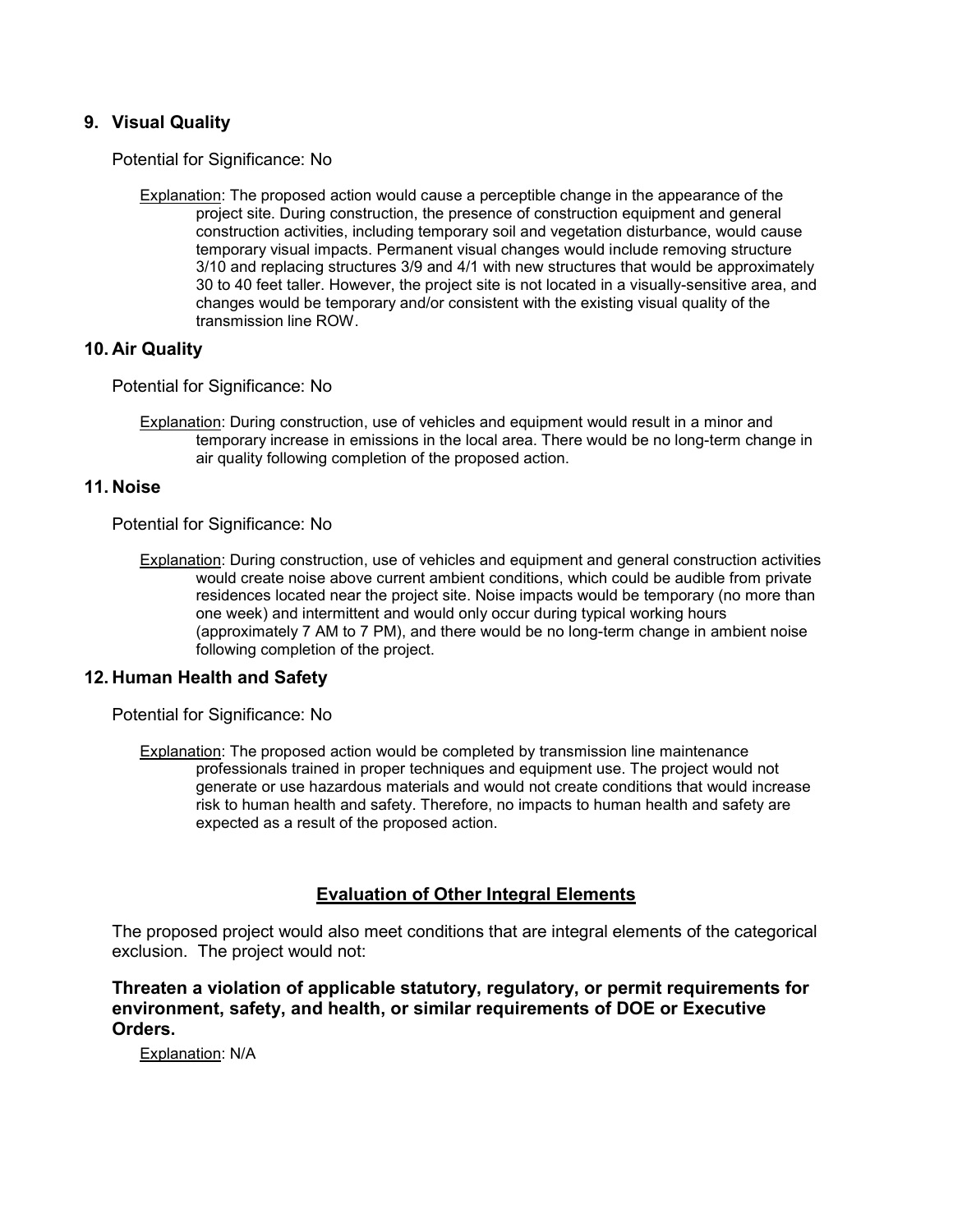## 9. Visual Quality

Potential for Significance: No

<u>Explanation</u>: The proposed action would cause a perceptible change in the appearance of the project site. During construction, the presence of construction equipment and general construction activities, including temporary soil and vegetation disturbance, would cause temporary visual impacts. Permanent visual changes would include removing structure 3/10 and replacing structures 3/9 and 4/1 with new structures that would be approximately 30 to 40 feet taller. However, the project site is not located in a visually-sensitive area, and changes would be temporary and/or consistent with the existing visual quality of the transmission line ROW.

## 10. Air Quality

Potential for Significance: No

<u>Explanation</u>: During construction, use of vehicles and equipment would result in a minor and temporary increase in emissions in the local area. There would be no long-term change in air quality following completion of the proposed action.

## 11. Noise

Potential for Significance: No

<u>Explanation</u>: During construction, use of vehicles and equipment and general construction activities would create noise above current ambient conditions, which could be audible from private residences located near the project site. Noise impacts would be temporary (no more than one week) and intermittent and would only occur during typical working hours (approximately 7 AM to 7 PM), and there would be no long-term change in ambient noise following completion of the project.

## 12. Human Health and Safety

Potential for Significance: No

<u>Explanation</u>: The proposed action would be completed by transmission line maintenance professionals trained in proper techniques and equipment use. The project would not generate or use hazardous materials and would not create conditions that would increase risk to human health and safety. Therefore, no impacts to human health and safety are expected as a result of the proposed action.

## <u>Evaluation of Other Integral Elements</u>

The proposed project would also meet conditions that are integral elements of the categorical exclusion. The project would not:

**Threaten a violation of applicable statutory, regulatory, or permit requirements for environment, safety, and health, or similar requirements of DOE or Executive Orders.**

<u>Explanation</u>: N/A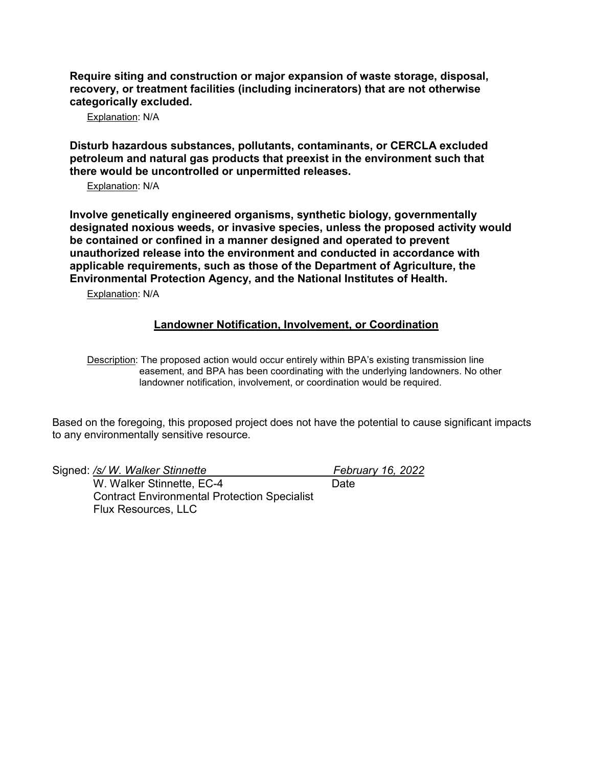**Require siting and construction or major expansion of waste storage, disposal, recovery, or treatment facilities (including incinerators) that are not otherwise categorically excluded.**

Explanation: N/A

**Disturb hazardous substances, pollutants, contaminants, or CERCLA excluded petroleum and natural gas products that preexist in the environment such that there would be uncontrolled or unpermitted releases.**

Explanation: N/A

**Involve genetically engineered organisms, synthetic biology, governmentally designated noxious weeds, or invasive species, unless the proposed activity would be contained or confined in a manner designed and operated to prevent unauthorized release into the environment and conducted in accordance with applicable requirements, such as those of the Department of Agriculture, the Environmental Protection Agency, and the National Institutes of Health.**

Explanation: N/A

## Landowner Notification, Involvement, or Coordination

Description: The proposed action would occur entirely within BPA's existing transmission line easement, and BPA has been coordinating with the underlying landowners. No other landowner notification, involvement, or coordination would be required.

Based on the foregoing, this proposed project does not have the potential to cause significant impacts to any environmentally sensitive resource.

Signed: */s/ W. Walker Stinnette* *February 16, 2022*

W. Walker Stinnette, EC-4 Date
Contract Environmental Protection Specialist
Flux Resources, LLC